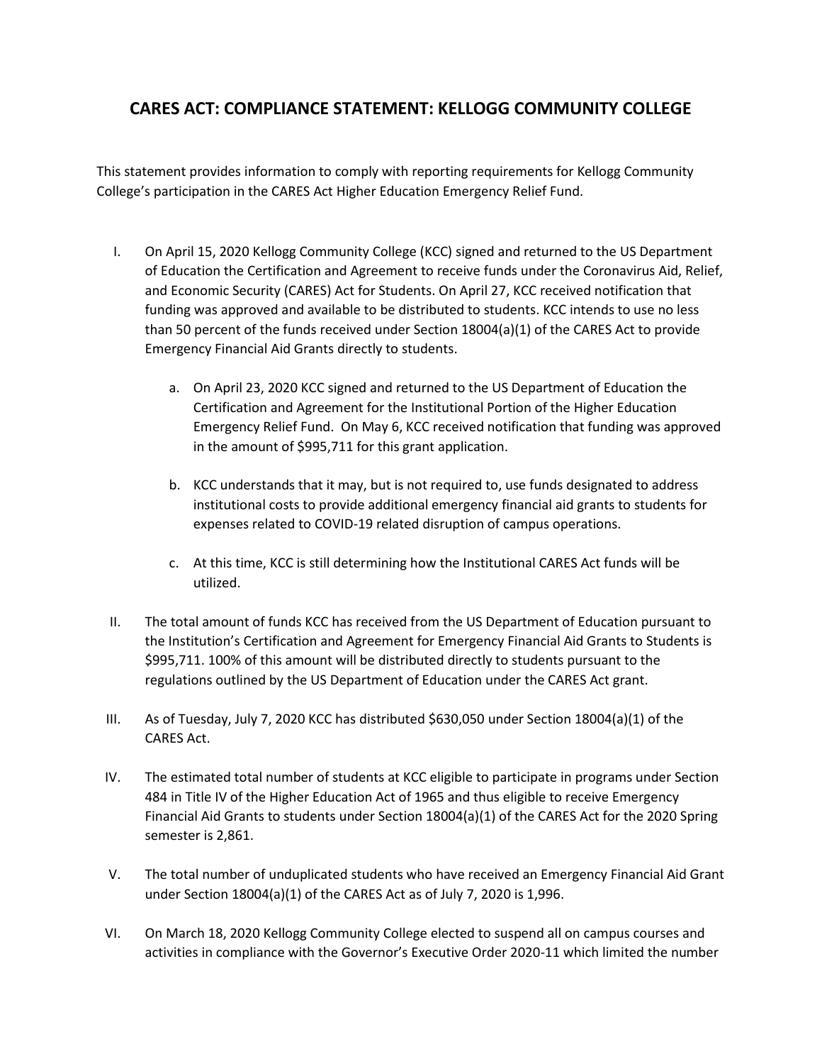# CARES ACT: COMPLIANCE STATEMENT: KELLOGG COMMUNITY COLLEGE

This statement provides information to comply with reporting requirements for Kellogg Community College's participation in the CARES Act Higher Education Emergency Relief Fund.

I. On April 15, 2020 Kellogg Community College (KCC) signed and returned to the US Department of Education the Certification and Agreement to receive funds under the Coronavirus Aid, Relief, and Economic Security (CARES) Act for Students. On April 27, KCC received notification that funding was approved and available to be distributed to students. KCC intends to use no less than 50 percent of the funds received under Section 18004(a)(1) of the CARES Act to provide Emergency Financial Aid Grants directly to students.

   a. On April 23, 2020 KCC signed and returned to the US Department of Education the Certification and Agreement for the Institutional Portion of the Higher Education Emergency Relief Fund. On May 6, KCC received notification that funding was approved in the amount of $995,711 for this grant application.

   b. KCC understands that it may, but is not required to, use funds designated to address institutional costs to provide additional emergency financial aid grants to students for expenses related to COVID-19 related disruption of campus operations.

   c. At this time, KCC is still determining how the Institutional CARES Act funds will be utilized.

II. The total amount of funds KCC has received from the US Department of Education pursuant to the Institution's Certification and Agreement for Emergency Financial Aid Grants to Students is $995,711. 100% of this amount will be distributed directly to students pursuant to the regulations outlined by the US Department of Education under the CARES Act grant.

III. As of Tuesday, July 7, 2020 KCC has distributed $630,050 under Section 18004(a)(1) of the CARES Act.

IV. The estimated total number of students at KCC eligible to participate in programs under Section 484 in Title IV of the Higher Education Act of 1965 and thus eligible to receive Emergency Financial Aid Grants to students under Section 18004(a)(1) of the CARES Act for the 2020 Spring semester is 2,861.

V. The total number of unduplicated students who have received an Emergency Financial Aid Grant under Section 18004(a)(1) of the CARES Act as of July 7, 2020 is 1,996.

VI. On March 18, 2020 Kellogg Community College elected to suspend all on campus courses and activities in compliance with the Governor's Executive Order 2020-11 which limited the number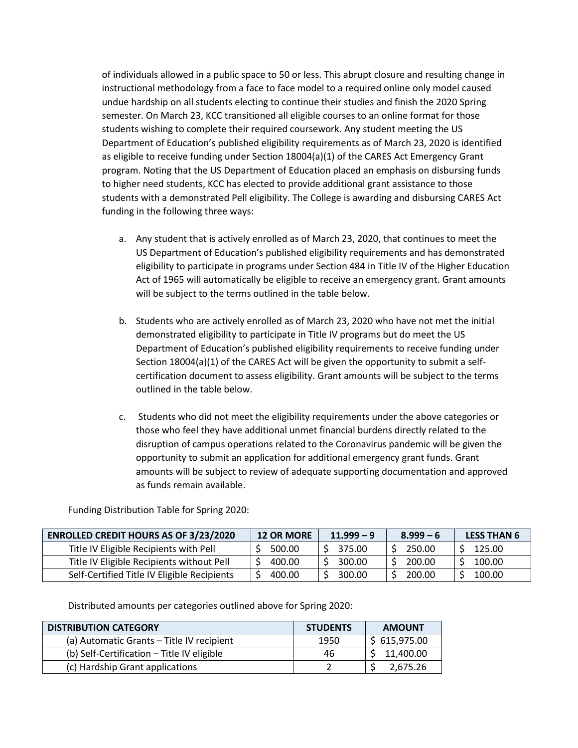of individuals allowed in a public space to 50 or less. This abrupt closure and resulting change in instructional methodology from a face to face model to a required online only model caused undue hardship on all students electing to continue their studies and finish the 2020 Spring semester. On March 23, KCC transitioned all eligible courses to an online format for those students wishing to complete their required coursework. Any student meeting the US Department of Education's published eligibility requirements as of March 23, 2020 is identified as eligible to receive funding under Section 18004(a)(1) of the CARES Act Emergency Grant program. Noting that the US Department of Education placed an emphasis on disbursing funds to higher need students, KCC has elected to provide additional grant assistance to those students with a demonstrated Pell eligibility. The College is awarding and disbursing CARES Act funding in the following three ways:

a. Any student that is actively enrolled as of March 23, 2020, that continues to meet the US Department of Education's published eligibility requirements and has demonstrated eligibility to participate in programs under Section 484 in Title IV of the Higher Education Act of 1965 will automatically be eligible to receive an emergency grant. Grant amounts will be subject to the terms outlined in the table below.

b. Students who are actively enrolled as of March 23, 2020 who have not met the initial demonstrated eligibility to participate in Title IV programs but do meet the US Department of Education's published eligibility requirements to receive funding under Section 18004(a)(1) of the CARES Act will be given the opportunity to submit a self-certification document to assess eligibility. Grant amounts will be subject to the terms outlined in the table below.

c. Students who did not meet the eligibility requirements under the above categories or those who feel they have additional unmet financial burdens directly related to the disruption of campus operations related to the Coronavirus pandemic will be given the opportunity to submit an application for additional emergency grant funds. Grant amounts will be subject to review of adequate supporting documentation and approved as funds remain available.

Funding Distribution Table for Spring 2020:

| ENROLLED CREDIT HOURS AS OF 3/23/2020 | 12 OR MORE | 11.999 – 9 | 8.999 – 6 | LESS THAN 6 |
|---|---|---|---|---|
| Title IV Eligible Recipients with Pell | $ 500.00 | $ 375.00 | $ 250.00 | $ 125.00 |
| Title IV Eligible Recipients without Pell | $ 400.00 | $ 300.00 | $ 200.00 | $ 100.00 |
| Self-Certified Title IV Eligible Recipients | $ 400.00 | $ 300.00 | $ 200.00 | $ 100.00 |

Distributed amounts per categories outlined above for Spring 2020:

| DISTRIBUTION CATEGORY | STUDENTS | AMOUNT |
|---|---|---|
| (a) Automatic Grants – Title IV recipient | 1950 | $ 615,975.00 |
| (b) Self-Certification – Title IV eligible | 46 | $ 11,400.00 |
| (c) Hardship Grant applications | 2 | $ 2,675.26 |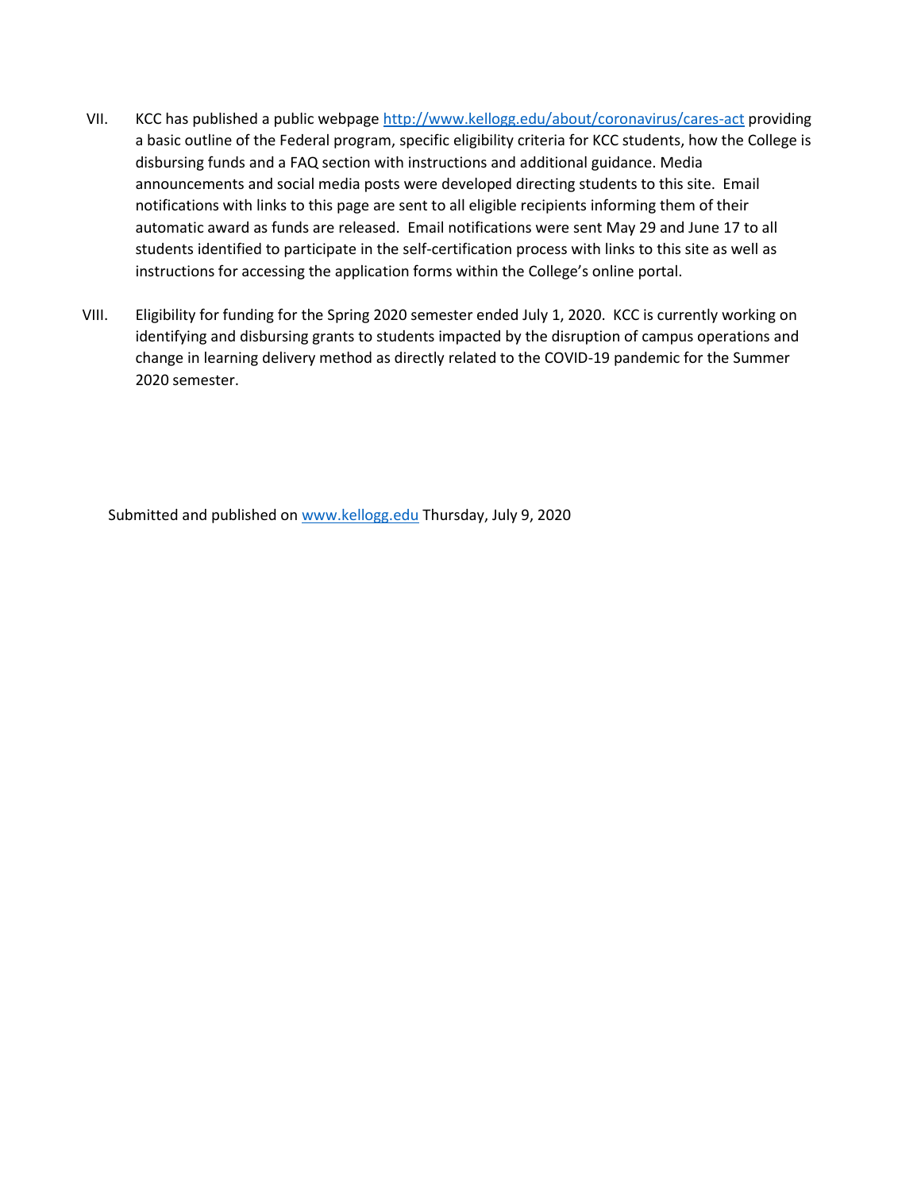VII. KCC has published a public webpage [http://www.kellogg.edu/about/coronavirus/cares-act](http://www.kellogg.edu/about/coronavirus/cares-act) providing a basic outline of the Federal program, specific eligibility criteria for KCC students, how the College is disbursing funds and a FAQ section with instructions and additional guidance. Media announcements and social media posts were developed directing students to this site. Email notifications with links to this page are sent to all eligible recipients informing them of their automatic award as funds are released. Email notifications were sent May 29 and June 17 to all students identified to participate in the self-certification process with links to this site as well as instructions for accessing the application forms within the College's online portal.

VIII. Eligibility for funding for the Spring 2020 semester ended July 1, 2020. KCC is currently working on identifying and disbursing grants to students impacted by the disruption of campus operations and change in learning delivery method as directly related to the COVID-19 pandemic for the Summer 2020 semester.

Submitted and published on [www.kellogg.edu](http://www.kellogg.edu) Thursday, July 9, 2020